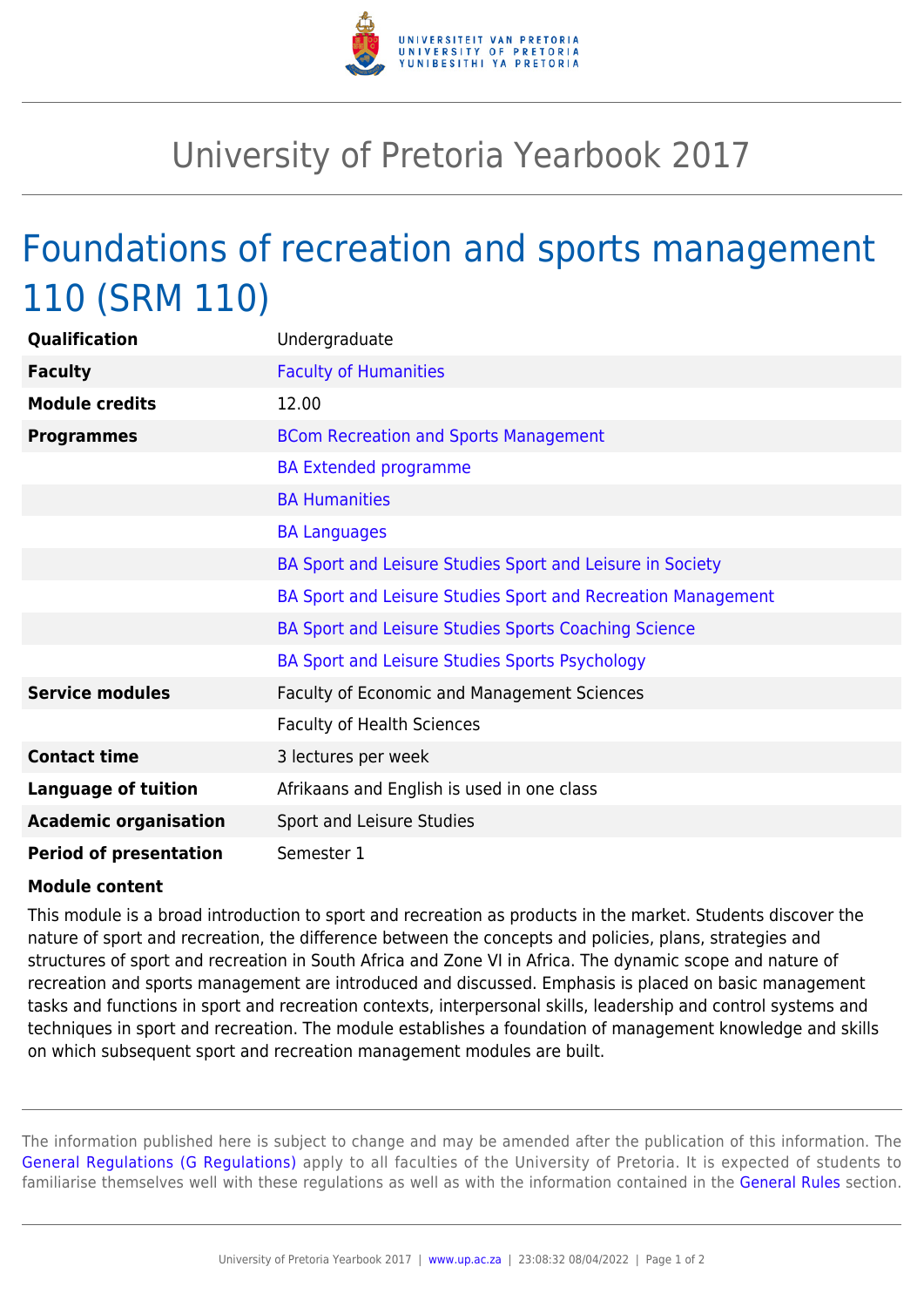# University of Pretoria Yearbook 2017

## Foundations of recreation and sports management 110 (SRM 110)

| | |
|---|---|
| **Qualification** | Undergraduate |
| **Faculty** | Faculty of Humanities |
| **Module credits** | 12.00 |
| **Programmes** | BCom Recreation and Sports Management |
| | BA Extended programme |
| | BA Humanities |
| | BA Languages |
| | BA Sport and Leisure Studies Sport and Leisure in Society |
| | BA Sport and Leisure Studies Sport and Recreation Management |
| | BA Sport and Leisure Studies Sports Coaching Science |
| | BA Sport and Leisure Studies Sports Psychology |
| **Service modules** | Faculty of Economic and Management Sciences |
| | Faculty of Health Sciences |
| **Contact time** | 3 lectures per week |
| **Language of tuition** | Afrikaans and English is used in one class |
| **Academic organisation** | Sport and Leisure Studies |
| **Period of presentation** | Semester 1 |

**Module content**

This module is a broad introduction to sport and recreation as products in the market. Students discover the nature of sport and recreation, the difference between the concepts and policies, plans, strategies and structures of sport and recreation in South Africa and Zone VI in Africa. The dynamic scope and nature of recreation and sports management are introduced and discussed. Emphasis is placed on basic management tasks and functions in sport and recreation contexts, interpersonal skills, leadership and control systems and techniques in sport and recreation. The module establishes a foundation of management knowledge and skills on which subsequent sport and recreation management modules are built.

The information published here is subject to change and may be amended after the publication of this information. The General Regulations (G Regulations) apply to all faculties of the University of Pretoria. It is expected of students to familiarise themselves well with these regulations as well as with the information contained in the General Rules section.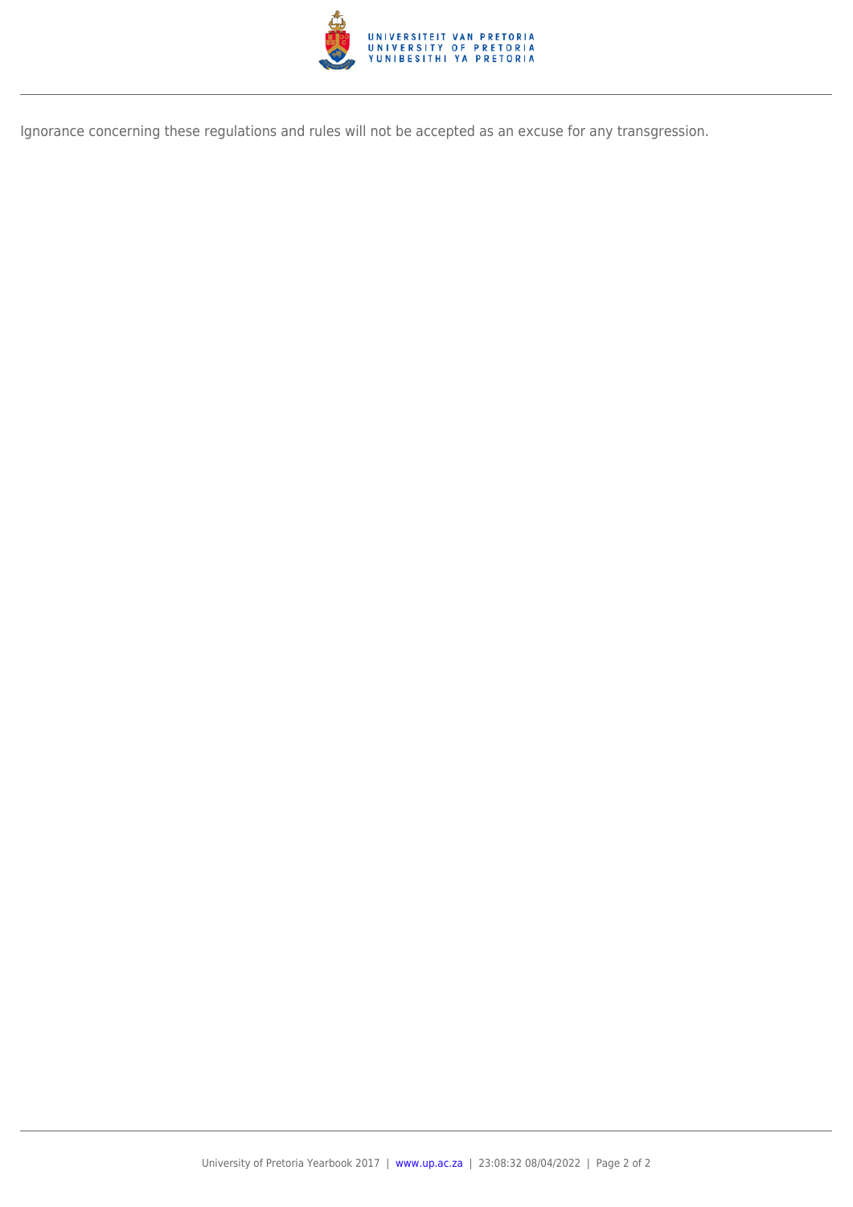Ignorance concerning these regulations and rules will not be accepted as an excuse for any transgression.